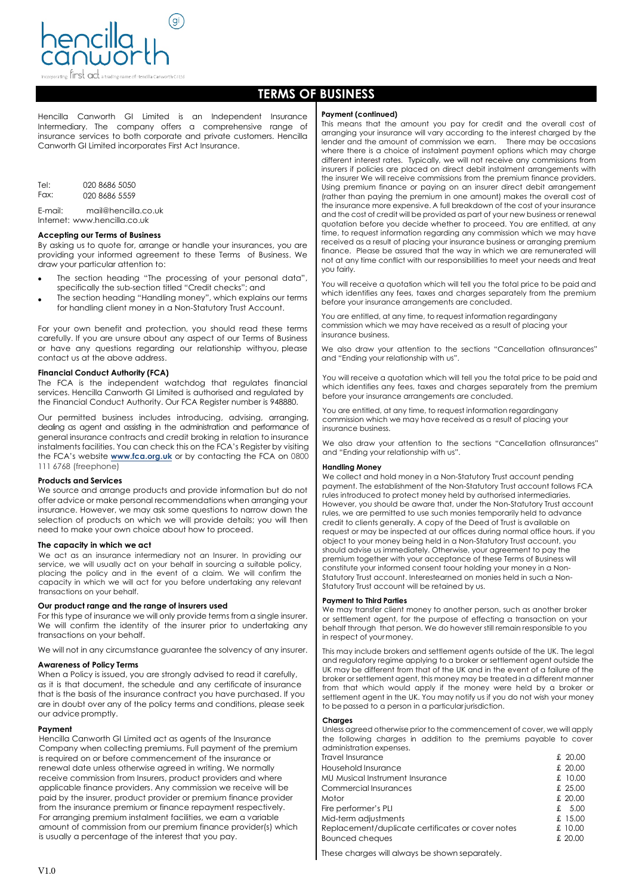hencilla canworth (gi)

Incorporating first act a trading name of Hencilla Canworth GI Ltd

# TERMS OF BUSINESS

Hencilla Canworth GI Limited is an Independent Insurance Intermediary. The company offers a comprehensive range of insurance services to both corporate and private customers. Hencilla Canworth GI Limited incorporates First Act Insurance.

| | |
|---|---|
| Tel: | 020 8686 5050 |
| Fax: | 020 8686 5559 |

E-mail: mail@hencilla.co.uk
Internet: www.hencilla.co.uk

### Accepting our Terms of Business

By asking us to quote for, arrange or handle your insurances, you are providing your informed agreement to these Terms of Business. We draw your particular attention to:

- The section heading "The processing of your personal data", specifically the sub-section titled "Credit checks"; and
- The section heading "Handling money", which explains our terms for handling client money in a Non-Statutory Trust Account.

For your own benefit and protection, you should read these terms carefully. If you are unsure about any aspect of our Terms of Business or have any questions regarding our relationship withyou, please contact us at the above address.

### Financial Conduct Authority (FCA)

The FCA is the independent watchdog that regulates financial services. Hencilla Canworth GI Limited is authorised and regulated by the Financial Conduct Authority. Our FCA Register number is 948880.

Our permitted business includes introducing, advising, arranging, dealing as agent and assisting in the administration and performance of general insurance contracts and credit broking in relation to insurance instalments facilities. You can check this on the FCA's Register by visiting the FCA's website **www.fca.org.uk** or by contacting the FCA on 0800 111 6768 (freephone)

### Products and Services

We source and arrange products and provide information but do not offer advice or make personal recommendations when arranging your insurance. However, we may ask some questions to narrow down the selection of products on which we will provide details; you will then need to make your own choice about how to proceed.

### The capacity in which we act

We act as an insurance intermediary not an Insurer. In providing our service, we will usually act on your behalf in sourcing a suitable policy, placing the policy and in the event of a claim. We will confirm the capacity in which we will act for you before undertaking any relevant transactions on your behalf.

### Our product range and the range of insurers used

For this type of insurance we will only provide terms from a single insurer. We will confirm the identity of the insurer prior to undertaking any transactions on your behalf.

We will not in any circumstance guarantee the solvency of any insurer.

### Awareness of Policy Terms

When a Policy is issued, you are strongly advised to read it carefully, as it is that document, the schedule and any certificate of insurance that is the basis of the insurance contract you have purchased. If you are in doubt over any of the policy terms and conditions, please seek our advice promptly.

### Payment

Hencilla Canworth GI Limited act as agents of the Insurance Company when collecting premiums. Full payment of the premium is required on or before commencement of the insurance or renewal date unless otherwise agreed in writing. We normally receive commission from Insurers, product providers and where applicable finance providers. Any commission we receive will be paid by the insurer, product provider or premium finance provider from the insurance premium or finance repayment respectively. For arranging premium instalment facilities, we earn a variable amount of commission from our premium finance provider(s) which is usually a percentage of the interest that you pay.

### Payment (continued)

This means that the amount you pay for credit and the overall cost of arranging your insurance will vary according to the interest charged by the lender and the amount of commission we earn. There may be occasions where there is a choice of instalment payment options which may charge different interest rates. Typically, we will not receive any commissions from insurers if policies are placed on direct debit instalment arrangements with the insurer We will receive commissions from the premium finance providers. Using premium finance or paying on an insurer direct debit arrangement (rather than paying the premium in one amount) makes the overall cost of the insurance more expensive. A full breakdown of the cost of your insurance and the cost of credit will be provided as part of your new business or renewal quotation before you decide whether to proceed. You are entitled, at any time, to request information regarding any commission which we may have received as a result of placing your insurance business or arranging premium finance. Please be assured that the way in which we are remunerated will not at any time conflict with our responsibilities to meet your needs and treat you fairly.

You will receive a quotation which will tell you the total price to be paid and which identifies any fees, taxes and charges separately from the premium before your insurance arrangements are concluded.

You are entitled, at any time, to request information regardingany commission which we may have received as a result of placing your insurance business.

We also draw your attention to the sections "Cancellation ofInsurances" and "Ending your relationship with us".

You will receive a quotation which will tell you the total price to be paid and which identifies any fees, taxes and charges separately from the premium before your insurance arrangements are concluded.

You are entitled, at any time, to request information regardingany commission which we may have received as a result of placing your insurance business.

We also draw your attention to the sections "Cancellation ofInsurances" and "Ending your relationship with us".

### Handling Money

We collect and hold money in a Non-Statutory Trust account pending payment. The establishment of the Non-Statutory Trust account follows FCA rules introduced to protect money held by authorised intermediaries. However, you should be aware that, under the Non-Statutory Trust account rules, we are permitted to use such monies temporarily held to advance credit to clients generally. A copy of the Deed of Trust is available on request or may be inspected at our offices during normal office hours. if you object to your money being held in a Non-Statutory Trust account, you should advise us immediately. Otherwise, your agreement to pay the premium together with your acceptance of these Terms of Business will constitute your informed consent toour holding your money in a Non-Statutory Trust account. Interestearned on monies held in such a Non-Statutory Trust account will be retained by us.

### Payment to Third Parties

We may transfer client money to another person, such as another broker or settlement agent, for the purpose of effecting a transaction on your behalf through that person. We do however still remain responsible to you in respect of yourmoney.

This may include brokers and settlement agents outside of the UK. The legal and regulatory regime applying to a broker or settlement agent outside the UK may be different from that of the UK and in the event of a failure of the broker or settlement agent, this money may be treated in a different manner from that which would apply if the money were held by a broker or settlement agent in the UK. You may notify us if you do not wish your money to be passed to a person in a particular jurisdiction.

### Charges

Unless agreed otherwise prior to the commencement of cover, we will apply the following charges in addition to the premiums payable to cover administration expenses.

| | |
|---|---|
| Travel Insurance | £ 20.00 |
| Household Insurance | £ 20.00 |
| MU Musical Instrument Insurance | £ 10.00 |
| Commercial Insurances | £ 25.00 |
| Motor | £ 20.00 |
| Fire performer's PLI | £ 5.00 |
| Mid-term adjustments | £ 15.00 |
| Replacement/duplicate certificates or cover notes | £ 10.00 |
| Bounced cheques | £ 20.00 |

These charges will always be shown separately.

V1.0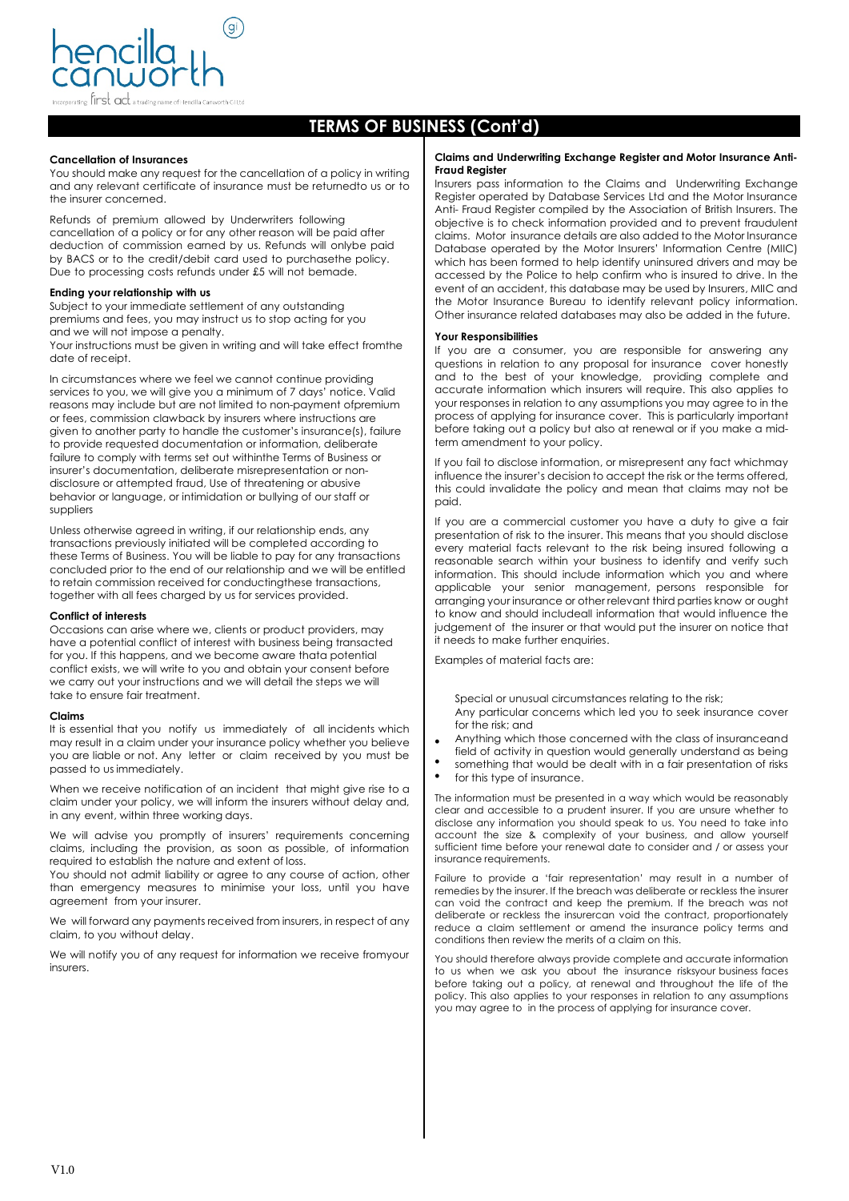# TERMS OF BUSINESS (Cont'd)

**Cancellation of Insurances**

You should make any request for the cancellation of a policy in writing and any relevant certificate of insurance must be returnedto us or to the insurer concerned.

Refunds of premium allowed by Underwriters following cancellation of a policy or for any other reason will be paid after deduction of commission earned by us. Refunds will onlybe paid by BACS or to the credit/debit card used to purchasethe policy. Due to processing costs refunds under £5 will not bemade.

**Ending your relationship with us**

Subject to your immediate settlement of any outstanding premiums and fees, you may instruct us to stop acting for you and we will not impose a penalty.

Your instructions must be given in writing and will take effect fromthe date of receipt.

In circumstances where we feel we cannot continue providing services to you, we will give you a minimum of 7 days' notice. Valid reasons may include but are not limited to non-payment ofpremium or fees, commission clawback by insurers where instructions are given to another party to handle the customer's insurance(s), failure to provide requested documentation or information, deliberate failure to comply with terms set out withinthe Terms of Business or insurer's documentation, deliberate misrepresentation or non-disclosure or attempted fraud, Use of threatening or abusive behavior or language, or intimidation or bullying of our staff or suppliers

Unless otherwise agreed in writing, if our relationship ends, any transactions previously initiated will be completed according to these Terms of Business. You will be liable to pay for any transactions concluded prior to the end of our relationship and we will be entitled to retain commission received for conductingthese transactions, together with all fees charged by us for services provided.

**Conflict of interests**

Occasions can arise where we, clients or product providers, may have a potential conflict of interest with business being transacted for you. If this happens, and we become aware thata potential conflict exists, we will write to you and obtain your consent before we carry out your instructions and we will detail the steps we will take to ensure fair treatment.

**Claims**

It is essential that you notify us immediately of all incidents which may result in a claim under your insurance policy whether you believe you are liable or not. Any letter or claim received by you must be passed to us immediately.

When we receive notification of an incident that might give rise to a claim under your policy, we will inform the insurers without delay and, in any event, within three working days.

We will advise you promptly of insurers' requirements concerning claims, including the provision, as soon as possible, of information required to establish the nature and extent of loss.

You should not admit liability or agree to any course of action, other than emergency measures to minimise your loss, until you have agreement from your insurer.

We will forward any payments received from insurers, in respect of any claim, to you without delay.

We will notify you of any request for information we receive fromyour insurers.

**Claims and Underwriting Exchange Register and Motor Insurance Anti-Fraud Register**

Insurers pass information to the Claims and Underwriting Exchange Register operated by Database Services Ltd and the Motor Insurance Anti- Fraud Register compiled by the Association of British Insurers. The objective is to check information provided and to prevent fraudulent claims. Motor insurance details are also added to the Motor Insurance Database operated by the Motor Insurers' Information Centre (MIIC) which has been formed to help identify uninsured drivers and may be accessed by the Police to help confirm who is insured to drive. In the event of an accident, this database may be used by Insurers, MIIC and the Motor Insurance Bureau to identify relevant policy information. Other insurance related databases may also be added in the future.

**Your Responsibilities**

If you are a consumer, you are responsible for answering any questions in relation to any proposal for insurance cover honestly and to the best of your knowledge, providing complete and accurate information which insurers will require. This also applies to your responses in relation to any assumptions you may agree to in the process of applying for insurance cover. This is particularly important before taking out a policy but also at renewal or if you make a mid-term amendment to your policy.

If you fail to disclose information, or misrepresent any fact whichmay influence the insurer's decision to accept the risk or the terms offered, this could invalidate the policy and mean that claims may not be paid.

If you are a commercial customer you have a duty to give a fair presentation of risk to the insurer. This means that you should disclose every material facts relevant to the risk being insured following a reasonable search within your business to identify and verify such information. This should include information which you and where applicable your senior management, persons responsible for arranging your insurance or other relevant third parties know or ought to know and should includeall information that would influence the judgement of the insurer or that would put the insurer on notice that it needs to make further enquiries.

Examples of material facts are:

- Special or unusual circumstances relating to the risk;
- Any particular concerns which led you to seek insurance cover for the risk; and
- Anything which those concerned with the class of insuranceand field of activity in question would generally understand as being something that would be dealt with in a fair presentation of risks for this type of insurance.

The information must be presented in a way which would be reasonably clear and accessible to a prudent insurer. If you are unsure whether to disclose any information you should speak to us. You need to take into account the size & complexity of your business, and allow yourself sufficient time before your renewal date to consider and / or assess your insurance requirements.

Failure to provide a 'fair representation' may result in a number of remedies by the insurer. If the breach was deliberate or reckless the insurer can void the contract and keep the premium. If the breach was not deliberate or reckless the insurercan void the contract, proportionately reduce a claim settlement or amend the insurance policy terms and conditions then review the merits of a claim on this.

You should therefore always provide complete and accurate information to us when we ask you about the insurance risksyour business faces before taking out a policy, at renewal and throughout the life of the policy. This also applies to your responses in relation to any assumptions you may agree to in the process of applying for insurance cover.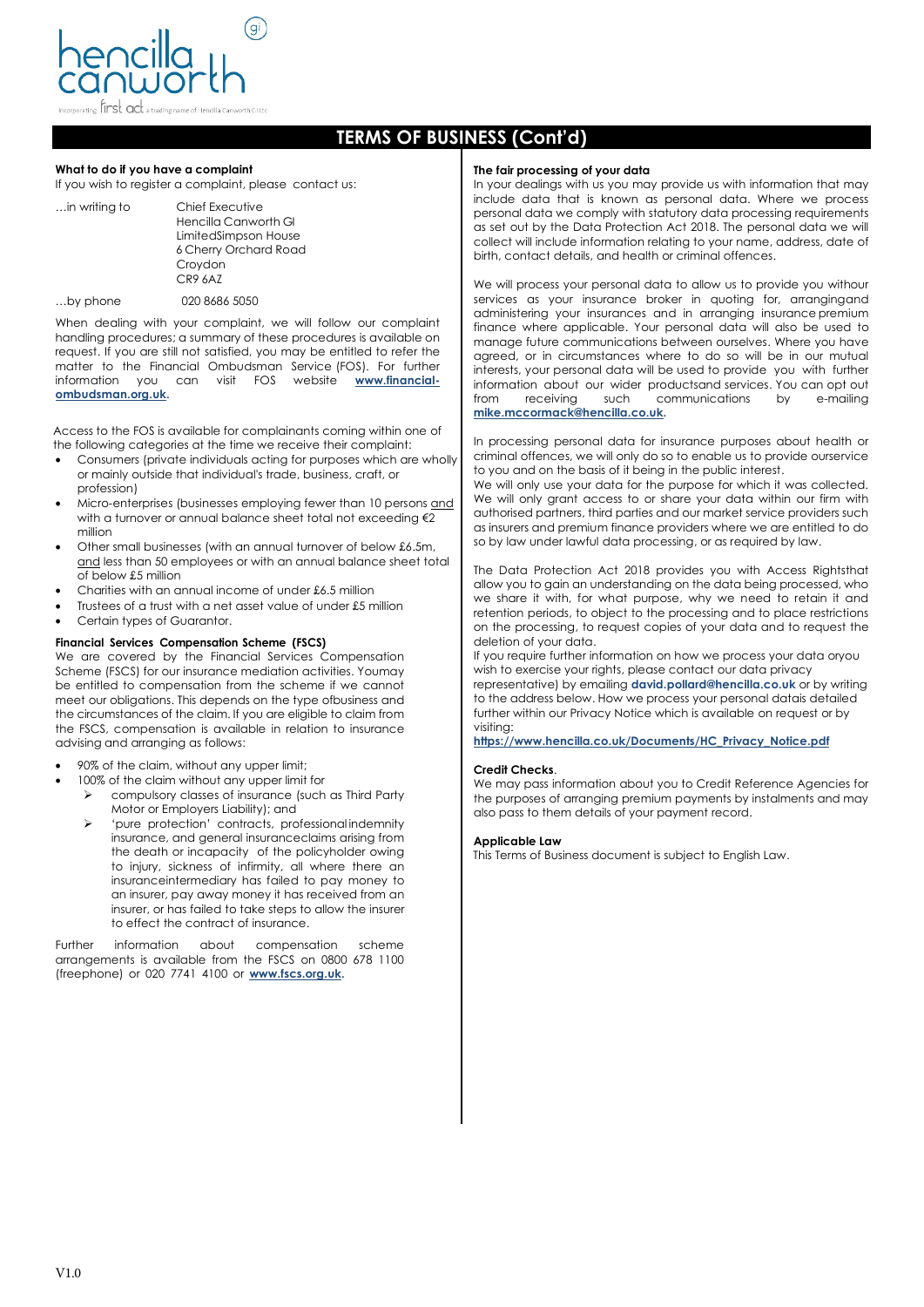# TERMS OF BUSINESS (Cont'd)

### What to do if you have a complaint

If you wish to register a complaint, please contact us:

…in writing to Chief Executive
Hencilla Canworth GI
LimitedSimpson House
6 Cherry Orchard Road
Croydon
CR9 6AZ

…by phone 020 8686 5050

When dealing with your complaint, we will follow our complaint handling procedures; a summary of these procedures is available on request. If you are still not satisfied, you may be entitled to refer the matter to the Financial Ombudsman Service (FOS). For further information you can visit FOS website **www.financial-ombudsman.org.uk.**

Access to the FOS is available for complainants coming within one of the following categories at the time we receive their complaint:

- Consumers (private individuals acting for purposes which are wholly or mainly outside that individual's trade, business, craft, or profession)
- Micro-enterprises (businesses employing fewer than 10 persons and with a turnover or annual balance sheet total not exceeding €2 million
- Other small businesses (with an annual turnover of below £6.5m, and less than 50 employees or with an annual balance sheet total of below £5 million
- Charities with an annual income of under £6.5 million
- Trustees of a trust with a net asset value of under £5 million
- Certain types of Guarantor.

### Financial Services Compensation Scheme (FSCS)

We are covered by the Financial Services Compensation Scheme (FSCS) for our insurance mediation activities. Youmay be entitled to compensation from the scheme if we cannot meet our obligations. This depends on the type ofbusiness and the circumstances of the claim. If you are eligible to claim from the FSCS, compensation is available in relation to insurance advising and arranging as follows:

- 90% of the claim, without any upper limit;
- 100% of the claim without any upper limit for
  - compulsory classes of insurance (such as Third Party Motor or Employers Liability); and
  - 'pure protection' contracts, professionalindemnity insurance, and general insuranceclaims arising from the death or incapacity of the policyholder owing to injury, sickness of infirmity, all where there an insuranceintermediary has failed to pay money to an insurer, pay away money it has received from an insurer, or has failed to take steps to allow the insurer to effect the contract of insurance.

Further information about compensation scheme arrangements is available from the FSCS on 0800 678 1100 (freephone) or 020 7741 4100 or **www.fscs.org.uk.**

### The fair processing of your data

In your dealings with us you may provide us with information that may include data that is known as personal data. Where we process personal data we comply with statutory data processing requirements as set out by the Data Protection Act 2018. The personal data we will collect will include information relating to your name, address, date of birth, contact details, and health or criminal offences.

We will process your personal data to allow us to provide you withour services as your insurance broker in quoting for, arrangingand administering your insurances and in arranging insurance premium finance where applicable. Your personal data will also be used to manage future communications between ourselves. Where you have agreed, or in circumstances where to do so will be in our mutual interests, your personal data will be used to provide you with further information about our wider productsand services. You can opt out from receiving such communications by e-mailing **mike.mccormack@hencilla.co.uk.**

In processing personal data for insurance purposes about health or criminal offences, we will only do so to enable us to provide ourservice to you and on the basis of it being in the public interest.
We will only use your data for the purpose for which it was collected. We will only grant access to or share your data within our firm with authorised partners, third parties and our market service providers such as insurers and premium finance providers where we are entitled to do so by law under lawful data processing, or as required by law.

The Data Protection Act 2018 provides you with Access Rightsthat allow you to gain an understanding on the data being processed, who we share it with, for what purpose, why we need to retain it and retention periods, to object to the processing and to place restrictions on the processing, to request copies of your data and to request the deletion of your data.
If you require further information on how we process your data oryou wish to exercise your rights, please contact our data privacy representative) by emailing **david.pollard@hencilla.co.uk** or by writing to the address below. How we process your personal datais detailed further within our Privacy Notice which is available on request or by visiting:
**https://www.hencilla.co.uk/Documents/HC_Privacy_Notice.pdf**

### Credit Checks.

We may pass information about you to Credit Reference Agencies for the purposes of arranging premium payments by instalments and may also pass to them details of your payment record.

### Applicable Law

This Terms of Business document is subject to English Law.

V1.0